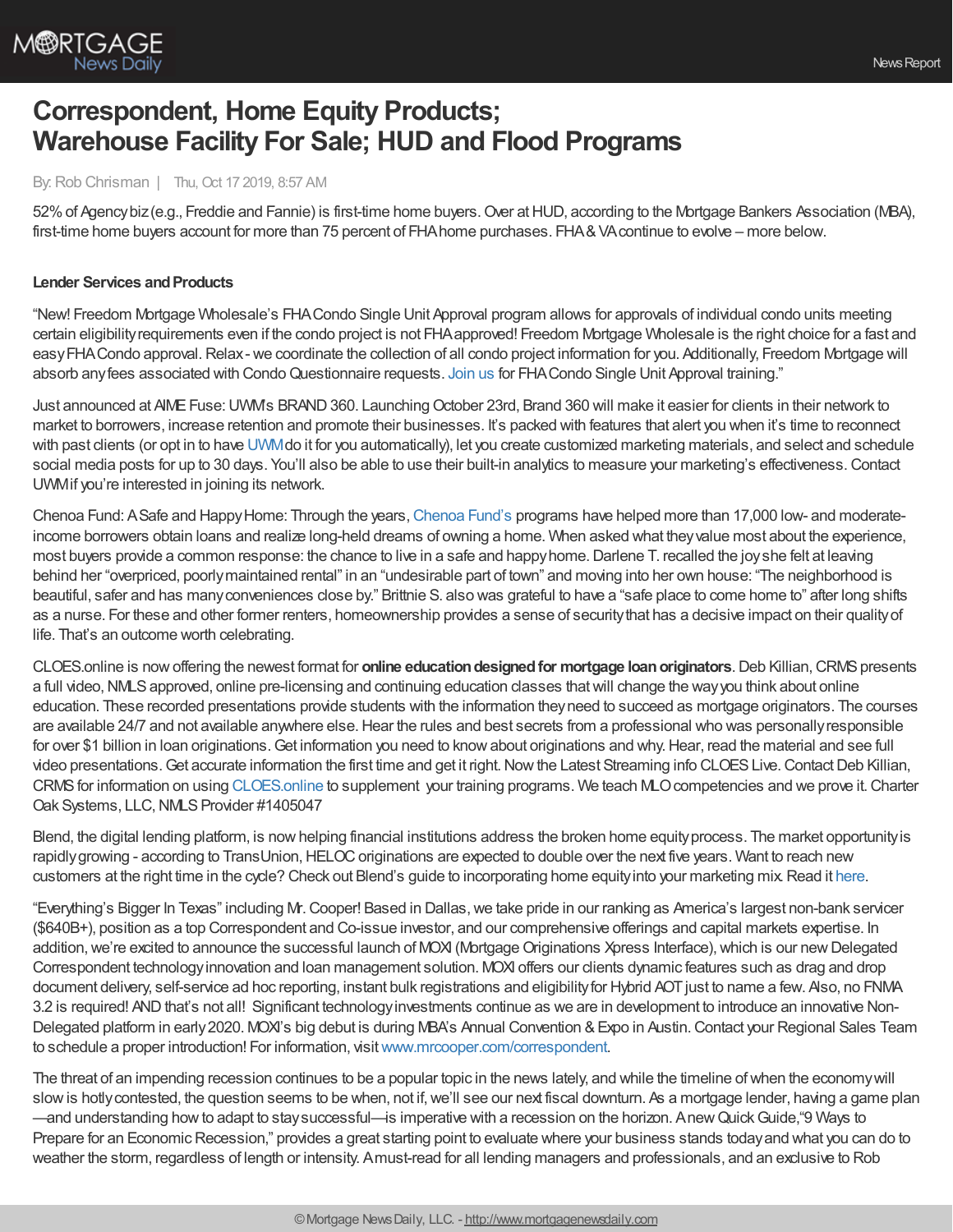# Correspondent, Home Equity Products; Warehouse Facility For Sale; HUD and Flood Programs

By: Rob Chrisman | Thu, Oct 17 2019, 8:57 AM

52% of Agency biz (e.g., Freddie and Fannie) is first-time home buyers. Over at HUD, according to the Mortgage Bankers Association (MBA), first-time home buyers account for more than 75 percent of FHA home purchases. FHA & VA continue to evolve – more below.

**Lender Services and Products**

"New! Freedom Mortgage Wholesale's FHA Condo Single Unit Approval program allows for approvals of individual condo units meeting certain eligibility requirements even if the condo project is not FHA approved! Freedom Mortgage Wholesale is the right choice for a fast and easy FHA Condo approval. Relax - we coordinate the collection of all condo project information for you. Additionally, Freedom Mortgage will absorb any fees associated with Condo Questionnaire requests. Join us for FHA Condo Single Unit Approval training."

Just announced at AIME Fuse: UWM's BRAND 360. Launching October 23rd, Brand 360 will make it easier for clients in their network to market to borrowers, increase retention and promote their businesses. It's packed with features that alert you when it's time to reconnect with past clients (or opt in to have UWM do it for you automatically), let you create customized marketing materials, and select and schedule social media posts for up to 30 days. You'll also be able to use their built-in analytics to measure your marketing's effectiveness. Contact UWM if you're interested in joining its network.

Chenoa Fund: A Safe and Happy Home: Through the years, Chenoa Fund's programs have helped more than 17,000 low- and moderate-income borrowers obtain loans and realize long-held dreams of owning a home. When asked what they value most about the experience, most buyers provide a common response: the chance to live in a safe and happy home. Darlene T. recalled the joy she felt at leaving behind her "overpriced, poorly maintained rental" in an "undesirable part of town" and moving into her own house: "The neighborhood is beautiful, safer and has many conveniences close by." Brittnie S. also was grateful to have a "safe place to come home to" after long shifts as a nurse. For these and other former renters, homeownership provides a sense of security that has a decisive impact on their quality of life. That's an outcome worth celebrating.

CLOES.online is now offering the newest format for **online education designed for mortgage loan originators**. Deb Killian, CRMS presents a full video, NMLS approved, online pre-licensing and continuing education classes that will change the way you think about online education. These recorded presentations provide students with the information they need to succeed as mortgage originators. The courses are available 24/7 and not available anywhere else. Hear the rules and best secrets from a professional who was personally responsible for over $1 billion in loan originations. Get information you need to know about originations and why. Hear, read the material and see full video presentations. Get accurate information the first time and get it right. Now the Latest Streaming info CLOES Live. Contact Deb Killian, CRMS for information on using CLOES.online to supplement your training programs. We teach MLO competencies and we prove it. Charter Oak Systems, LLC, NMLS Provider #1405047

Blend, the digital lending platform, is now helping financial institutions address the broken home equity process. The market opportunity is rapidly growing - according to TransUnion, HELOC originations are expected to double over the next five years. Want to reach new customers at the right time in the cycle? Check out Blend's guide to incorporating home equity into your marketing mix. Read it here.

"Everything's Bigger In Texas" including Mr. Cooper! Based in Dallas, we take pride in our ranking as America's largest non-bank servicer ($640B+), position as a top Correspondent and Co-issue investor, and our comprehensive offerings and capital markets expertise. In addition, we're excited to announce the successful launch of MOXI (Mortgage Originations Xpress Interface), which is our new Delegated Correspondent technology innovation and loan management solution. MOXI offers our clients dynamic features such as drag and drop document delivery, self-service ad hoc reporting, instant bulk registrations and eligibility for Hybrid AOT just to name a few. Also, no FNMA 3.2 is required! AND that's not all! Significant technology investments continue as we are in development to introduce an innovative Non-Delegated platform in early 2020. MOXI's big debut is during MBA's Annual Convention & Expo in Austin. Contact your Regional Sales Team to schedule a proper introduction! For information, visit www.mrcooper.com/correspondent.

The threat of an impending recession continues to be a popular topic in the news lately, and while the timeline of when the economy will slow is hotly contested, the question seems to be when, not if, we'll see our next fiscal downturn. As a mortgage lender, having a game plan —and understanding how to adapt to stay successful—is imperative with a recession on the horizon. A new Quick Guide, "9 Ways to Prepare for an Economic Recession," provides a great starting point to evaluate where your business stands today and what you can do to weather the storm, regardless of length or intensity. A must-read for all lending managers and professionals, and an exclusive to Rob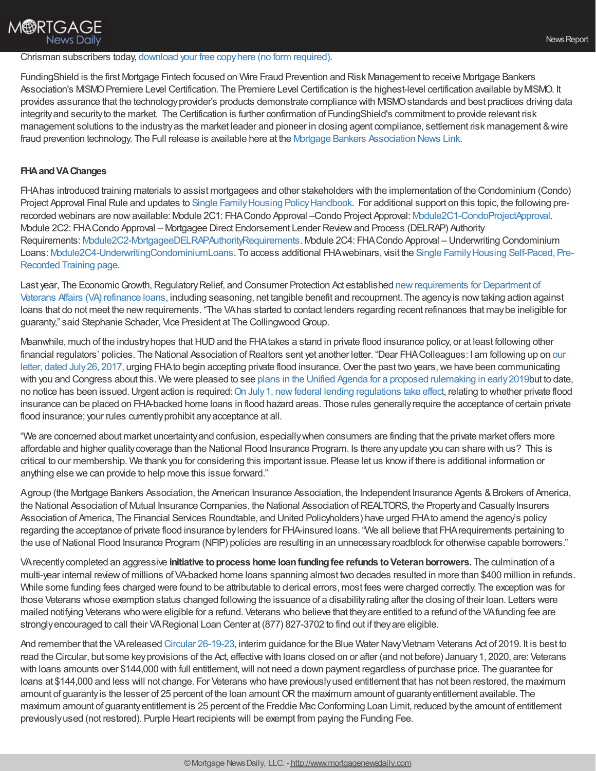Chrisman subscribers today, download your free copy here (no form required).

FundingShield is the first Mortgage Fintech focused on Wire Fraud Prevention and Risk Management to receive Mortgage Bankers Association's MISMO Premiere Level Certification. The Premiere Level Certification is the highest-level certification available by MISMO. It provides assurance that the technology provider's products demonstrate compliance with MISMO standards and best practices driving data integrity and security to the market. The Certification is further confirmation of FundingShield's commitment to provide relevant risk management solutions to the industry as the market leader and pioneer in closing agent compliance, settlement risk management & wire fraud prevention technology. The Full release is available here at the Mortgage Bankers Association News Link.

**FHA and VA Changes**

FHA has introduced training materials to assist mortgagees and other stakeholders with the implementation of the Condominium (Condo) Project Approval Final Rule and updates to Single Family Housing Policy Handbook. For additional support on this topic, the following pre-recorded webinars are now available: Module 2C1: FHA Condo Approval –Condo Project Approval: Module2C1-CondoProjectApproval. Module 2C2: FHA Condo Approval – Mortgagee Direct Endorsement Lender Review and Process (DELRAP) Authority Requirements: Module2C2-MortgageeDELRAPAuthorityRequirements. Module 2C4: FHA Condo Approval – Underwriting Condominium Loans: Module2C4-UnderwritingCondominiumLoans. To access additional FHA webinars, visit the Single Family Housing Self-Paced, Pre-Recorded Training page.

Last year, The Economic Growth, Regulatory Relief, and Consumer Protection Act established new requirements for Department of Veterans Affairs (VA) refinance loans, including seasoning, net tangible benefit and recoupment. The agency is now taking action against loans that do not meet the new requirements. "The VA has started to contact lenders regarding recent refinances that may be ineligible for guaranty," said Stephanie Schader, Vice President at The Collingwood Group.

Meanwhile, much of the industry hopes that HUD and the FHA takes a stand in private flood insurance policy, or at least following other financial regulators' policies. The National Association of Realtors sent yet another letter. "Dear FHA Colleagues: I am following up on our letter, dated July 26, 2017, urging FHA to begin accepting private flood insurance. Over the past two years, we have been communicating with you and Congress about this. We were pleased to see plans in the Unified Agenda for a proposed rulemaking in early 2019but to date, no notice has been issued. Urgent action is required: On July 1, new federal lending regulations take effect, relating to whether private flood insurance can be placed on FHA-backed home loans in flood hazard areas. Those rules generally require the acceptance of certain private flood insurance; your rules currently prohibit any acceptance at all.

"We are concerned about market uncertainty and confusion, especially when consumers are finding that the private market offers more affordable and higher quality coverage than the National Flood Insurance Program. Is there any update you can share with us? This is critical to our membership. We thank you for considering this important issue. Please let us know if there is additional information or anything else we can provide to help move this issue forward."

A group (the Mortgage Bankers Association, the American Insurance Association, the Independent Insurance Agents & Brokers of America, the National Association of Mutual Insurance Companies, the National Association of REALTORS, the Property and Casualty Insurers Association of America, The Financial Services Roundtable, and United Policyholders) have urged FHA to amend the agency's policy regarding the acceptance of private flood insurance by lenders for FHA-insured loans. "We all believe that FHA requirements pertaining to the use of National Flood Insurance Program (NFIP) policies are resulting in an unnecessary roadblock for otherwise capable borrowers."

VA recently completed an aggressive **initiative to process home loan funding fee refunds to Veteran borrowers.** The culmination of a multi-year internal review of millions of VA-backed home loans spanning almost two decades resulted in more than $400 million in refunds. While some funding fees charged were found to be attributable to clerical errors, most fees were charged correctly. The exception was for those Veterans whose exemption status changed following the issuance of a disability rating after the closing of their loan. Letters were mailed notifying Veterans who were eligible for a refund. Veterans who believe that they are entitled to a refund of the VA funding fee are strongly encouraged to call their VA Regional Loan Center at (877) 827-3702 to find out if they are eligible.

And remember that the VA released Circular 26-19-23, interim guidance for the Blue Water Navy Vietnam Veterans Act of 2019. It is best to read the Circular, but some key provisions of the Act, effective with loans closed on or after (and not before) January 1, 2020, are: Veterans with loans amounts over $144,000 with full entitlement, will not need a down payment regardless of purchase price. The guarantee for loans at $144,000 and less will not change. For Veterans who have previously used entitlement that has not been restored, the maximum amount of guaranty is the lesser of 25 percent of the loan amount OR the maximum amount of guaranty entitlement available. The maximum amount of guaranty entitlement is 25 percent of the Freddie Mac Conforming Loan Limit, reduced by the amount of entitlement previously used (not restored). Purple Heart recipients will be exempt from paying the Funding Fee.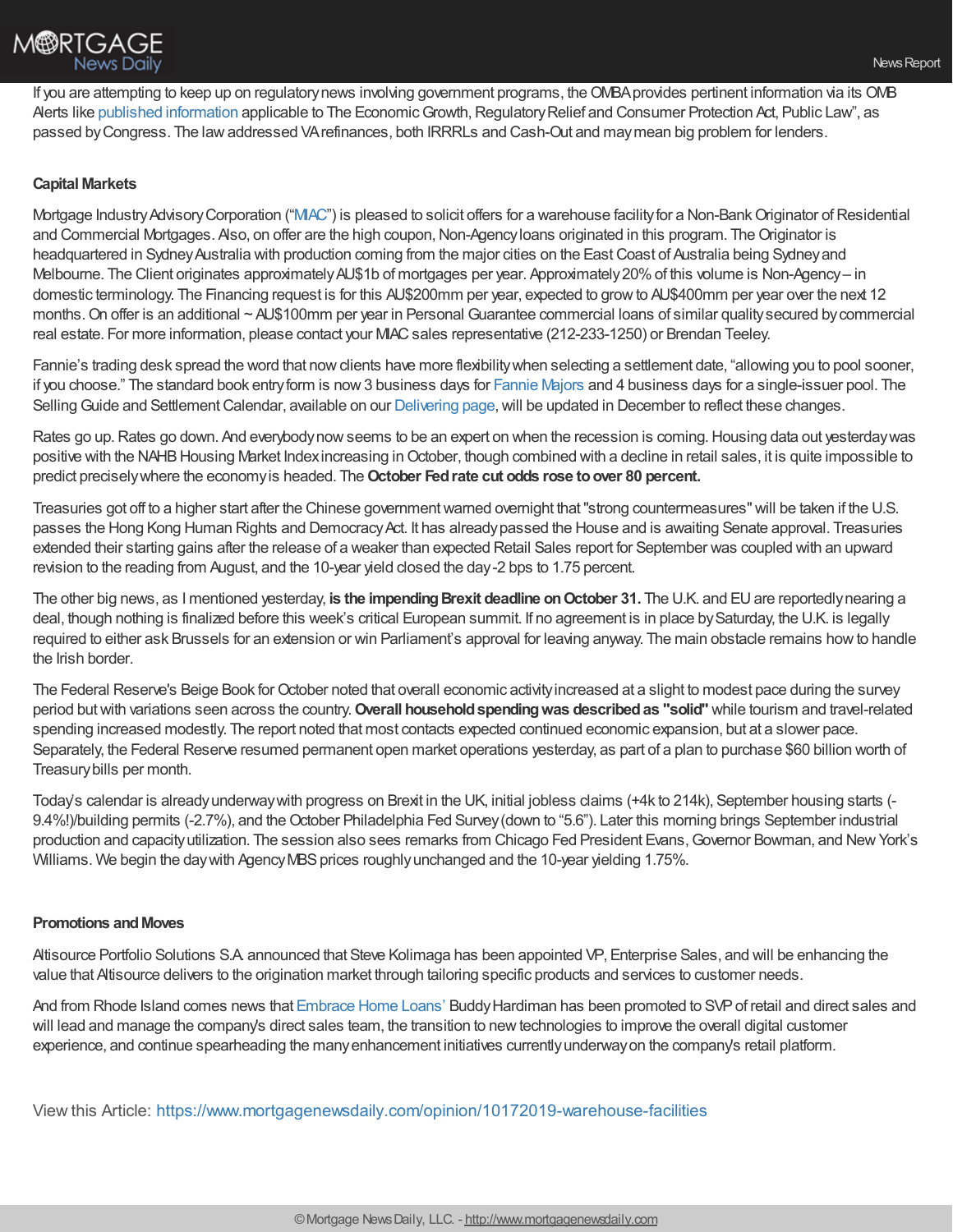If you are attempting to keep up on regulatory news involving government programs, the OMBA provides pertinent information via its OMB Alerts like published information applicable to The Economic Growth, Regulatory Relief and Consumer Protection Act, Public Law", as passed by Congress. The law addressed VA refinances, both IRRRLs and Cash-Out and may mean big problem for lenders.

**Capital Markets**

Mortgage Industry Advisory Corporation ("MIAC") is pleased to solicit offers for a warehouse facility for a Non-Bank Originator of Residential and Commercial Mortgages. Also, on offer are the high coupon, Non-Agency loans originated in this program. The Originator is headquartered in Sydney Australia with production coming from the major cities on the East Coast of Australia being Sydney and Melbourne. The Client originates approximately AU$1b of mortgages per year. Approximately 20% of this volume is Non-Agency – in domestic terminology. The Financing request is for this AU$200mm per year, expected to grow to AU$400mm per year over the next 12 months. On offer is an additional ~ AU$100mm per year in Personal Guarantee commercial loans of similar quality secured by commercial real estate. For more information, please contact your MIAC sales representative (212-233-1250) or Brendan Teeley.

Fannie's trading desk spread the word that now clients have more flexibility when selecting a settlement date, "allowing you to pool sooner, if you choose." The standard book entry form is now 3 business days for Fannie Majors and 4 business days for a single-issuer pool. The Selling Guide and Settlement Calendar, available on our Delivering page, will be updated in December to reflect these changes.

Rates go up. Rates go down. And everybody now seems to be an expert on when the recession is coming. Housing data out yesterday was positive with the NAHB Housing Market Index increasing in October, though combined with a decline in retail sales, it is quite impossible to predict precisely where the economy is headed. The **October Fed rate cut odds rose to over 80 percent.**

Treasuries got off to a higher start after the Chinese government warned overnight that "strong countermeasures" will be taken if the U.S. passes the Hong Kong Human Rights and Democracy Act. It has already passed the House and is awaiting Senate approval. Treasuries extended their starting gains after the release of a weaker than expected Retail Sales report for September was coupled with an upward revision to the reading from August, and the 10-year yield closed the day -2 bps to 1.75 percent.

The other big news, as I mentioned yesterday, **is the impending Brexit deadline on October 31.** The U.K. and EU are reportedly nearing a deal, though nothing is finalized before this week's critical European summit. If no agreement is in place by Saturday, the U.K. is legally required to either ask Brussels for an extension or win Parliament's approval for leaving anyway. The main obstacle remains how to handle the Irish border.

The Federal Reserve's Beige Book for October noted that overall economic activity increased at a slight to modest pace during the survey period but with variations seen across the country. **Overall household spending was described as "solid"** while tourism and travel-related spending increased modestly. The report noted that most contacts expected continued economic expansion, but at a slower pace. Separately, the Federal Reserve resumed permanent open market operations yesterday, as part of a plan to purchase $60 billion worth of Treasury bills per month.

Today's calendar is already underway with progress on Brexit in the UK, initial jobless claims (+4k to 214k), September housing starts (-9.4%!)/building permits (-2.7%), and the October Philadelphia Fed Survey (down to "5.6"). Later this morning brings September industrial production and capacity utilization. The session also sees remarks from Chicago Fed President Evans, Governor Bowman, and New York's Williams. We begin the day with Agency MBS prices roughly unchanged and the 10-year yielding 1.75%.

**Promotions and Moves**

Altisource Portfolio Solutions S.A. announced that Steve Kolimaga has been appointed VP, Enterprise Sales, and will be enhancing the value that Altisource delivers to the origination market through tailoring specific products and services to customer needs.

And from Rhode Island comes news that Embrace Home Loans' Buddy Hardiman has been promoted to SVP of retail and direct sales and will lead and manage the company's direct sales team, the transition to new technologies to improve the overall digital customer experience, and continue spearheading the many enhancement initiatives currently underway on the company's retail platform.

View this Article: https://www.mortgagenewsdaily.com/opinion/10172019-warehouse-facilities